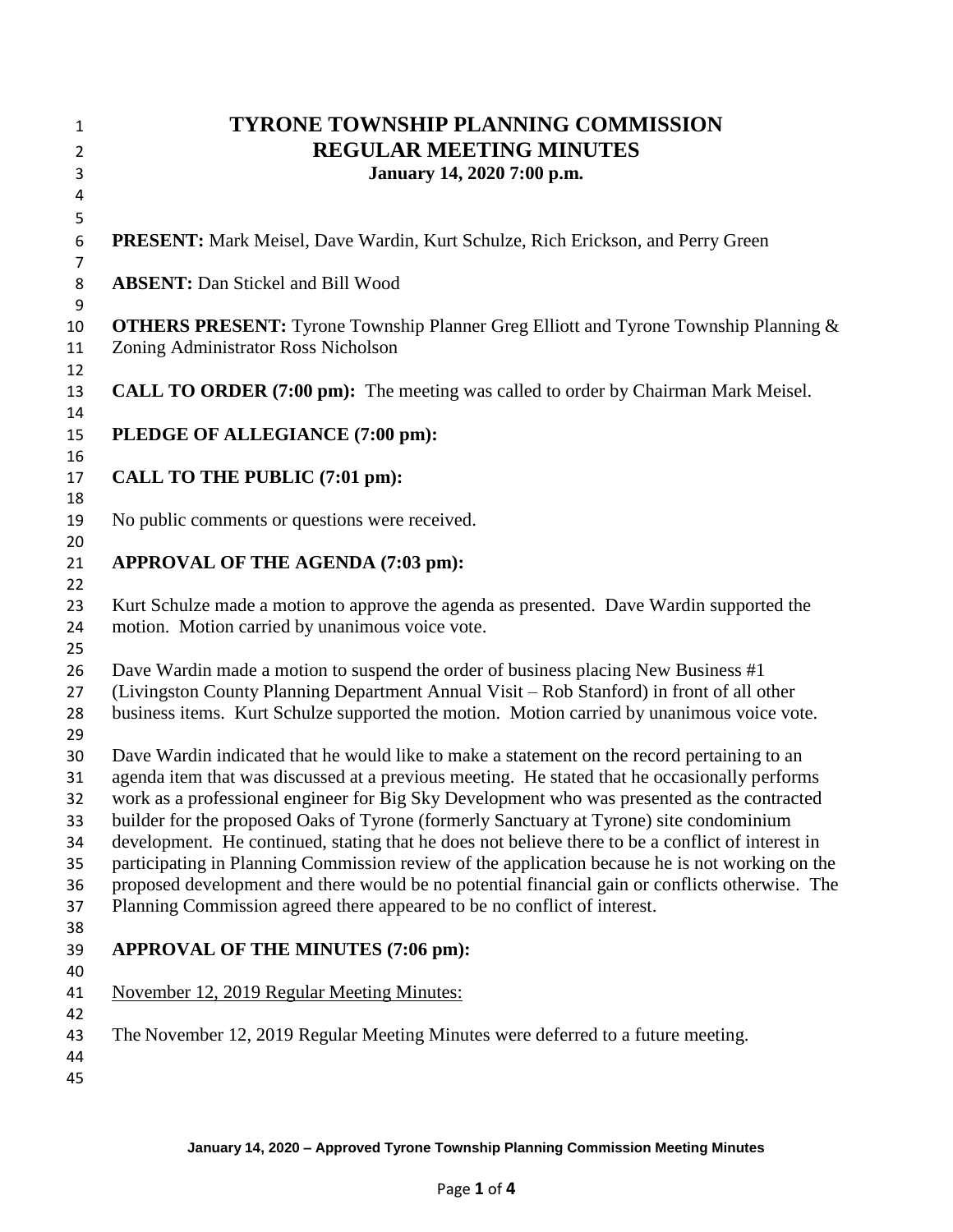# TYRONE TOWNSHIP PLANNING COMMISSION
## REGULAR MEETING MINUTES
### January 14, 2020 7:00 p.m.

**PRESENT:** Mark Meisel, Dave Wardin, Kurt Schulze, Rich Erickson, and Perry Green

**ABSENT:** Dan Stickel and Bill Wood

**OTHERS PRESENT:** Tyrone Township Planner Greg Elliott and Tyrone Township Planning & Zoning Administrator Ross Nicholson

**CALL TO ORDER (7:00 pm):** The meeting was called to order by Chairman Mark Meisel.

**PLEDGE OF ALLEGIANCE (7:00 pm):**

**CALL TO THE PUBLIC (7:01 pm):**

No public comments or questions were received.

**APPROVAL OF THE AGENDA (7:03 pm):**

Kurt Schulze made a motion to approve the agenda as presented. Dave Wardin supported the motion. Motion carried by unanimous voice vote.

Dave Wardin made a motion to suspend the order of business placing New Business #1 (Livingston County Planning Department Annual Visit – Rob Stanford) in front of all other business items. Kurt Schulze supported the motion. Motion carried by unanimous voice vote.

Dave Wardin indicated that he would like to make a statement on the record pertaining to an agenda item that was discussed at a previous meeting. He stated that he occasionally performs work as a professional engineer for Big Sky Development who was presented as the contracted builder for the proposed Oaks of Tyrone (formerly Sanctuary at Tyrone) site condominium development. He continued, stating that he does not believe there to be a conflict of interest in participating in Planning Commission review of the application because he is not working on the proposed development and there would be no potential financial gain or conflicts otherwise. The Planning Commission agreed there appeared to be no conflict of interest.

**APPROVAL OF THE MINUTES (7:06 pm):**

November 12, 2019 Regular Meeting Minutes:

The November 12, 2019 Regular Meeting Minutes were deferred to a future meeting.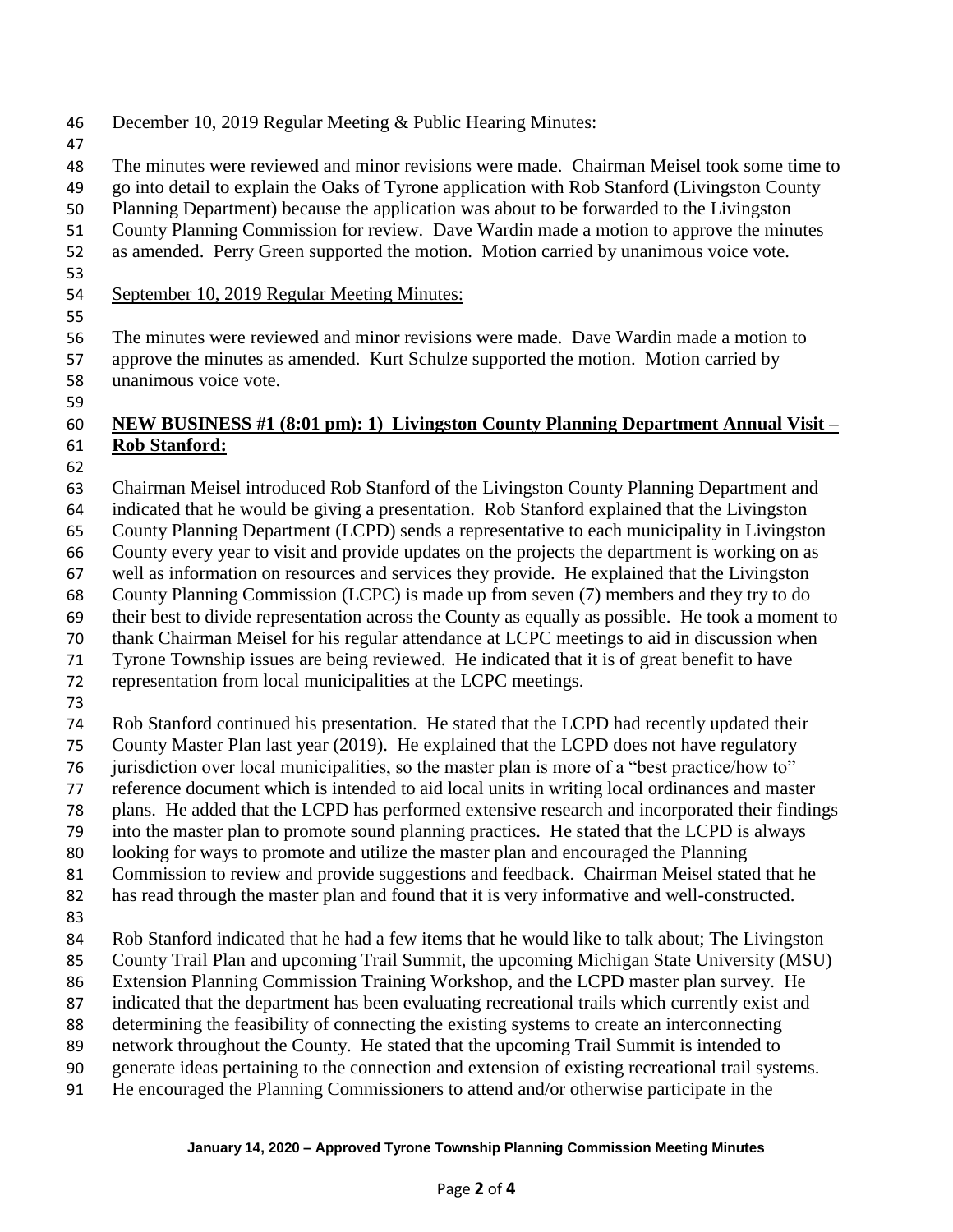December 10, 2019 Regular Meeting & Public Hearing Minutes:

The minutes were reviewed and minor revisions were made. Chairman Meisel took some time to go into detail to explain the Oaks of Tyrone application with Rob Stanford (Livingston County Planning Department) because the application was about to be forwarded to the Livingston County Planning Commission for review. Dave Wardin made a motion to approve the minutes as amended. Perry Green supported the motion. Motion carried by unanimous voice vote.

September 10, 2019 Regular Meeting Minutes:

The minutes were reviewed and minor revisions were made. Dave Wardin made a motion to approve the minutes as amended. Kurt Schulze supported the motion. Motion carried by unanimous voice vote.

**NEW BUSINESS #1 (8:01 pm): 1) Livingston County Planning Department Annual Visit – Rob Stanford:**

Chairman Meisel introduced Rob Stanford of the Livingston County Planning Department and indicated that he would be giving a presentation. Rob Stanford explained that the Livingston County Planning Department (LCPD) sends a representative to each municipality in Livingston County every year to visit and provide updates on the projects the department is working on as well as information on resources and services they provide. He explained that the Livingston County Planning Commission (LCPC) is made up from seven (7) members and they try to do their best to divide representation across the County as equally as possible. He took a moment to thank Chairman Meisel for his regular attendance at LCPC meetings to aid in discussion when Tyrone Township issues are being reviewed. He indicated that it is of great benefit to have representation from local municipalities at the LCPC meetings.

Rob Stanford continued his presentation. He stated that the LCPD had recently updated their County Master Plan last year (2019). He explained that the LCPD does not have regulatory jurisdiction over local municipalities, so the master plan is more of a "best practice/how to" reference document which is intended to aid local units in writing local ordinances and master plans. He added that the LCPD has performed extensive research and incorporated their findings into the master plan to promote sound planning practices. He stated that the LCPD is always looking for ways to promote and utilize the master plan and encouraged the Planning Commission to review and provide suggestions and feedback. Chairman Meisel stated that he has read through the master plan and found that it is very informative and well-constructed.

Rob Stanford indicated that he had a few items that he would like to talk about; The Livingston County Trail Plan and upcoming Trail Summit, the upcoming Michigan State University (MSU) Extension Planning Commission Training Workshop, and the LCPD master plan survey. He indicated that the department has been evaluating recreational trails which currently exist and determining the feasibility of connecting the existing systems to create an interconnecting network throughout the County. He stated that the upcoming Trail Summit is intended to generate ideas pertaining to the connection and extension of existing recreational trail systems. He encouraged the Planning Commissioners to attend and/or otherwise participate in the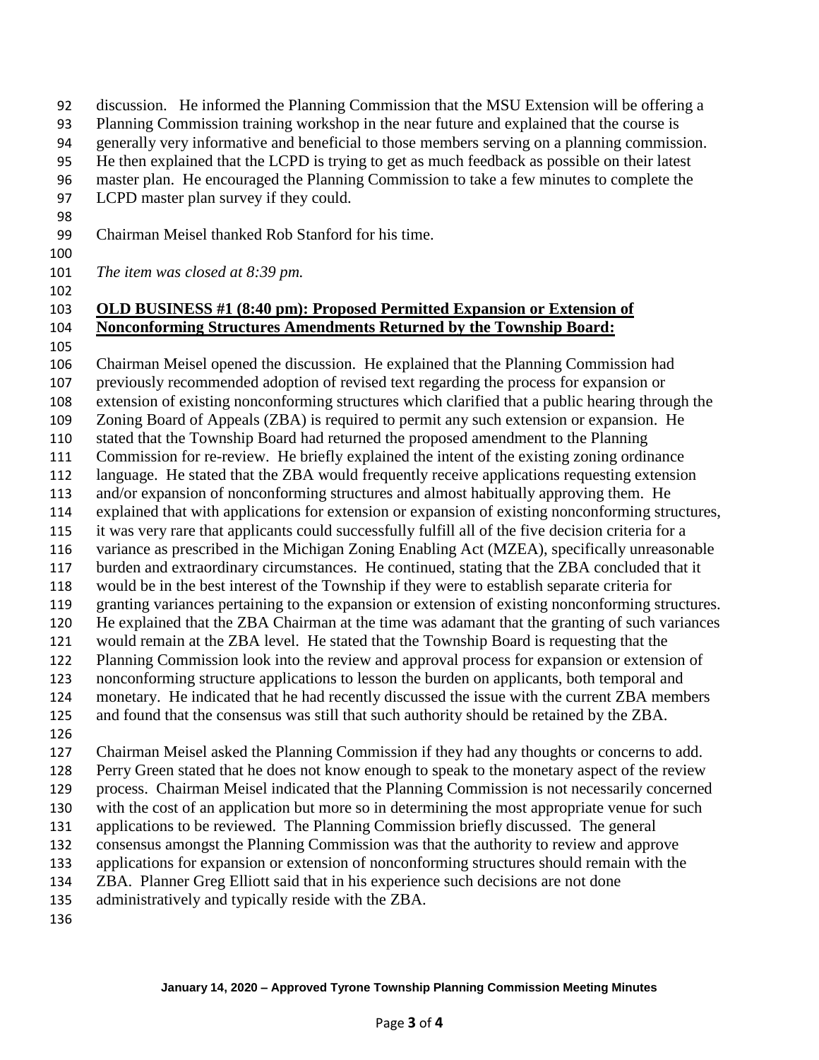discussion. He informed the Planning Commission that the MSU Extension will be offering a Planning Commission training workshop in the near future and explained that the course is generally very informative and beneficial to those members serving on a planning commission. He then explained that the LCPD is trying to get as much feedback as possible on their latest master plan. He encouraged the Planning Commission to take a few minutes to complete the LCPD master plan survey if they could.

Chairman Meisel thanked Rob Stanford for his time.

*The item was closed at 8:39 pm.*

**OLD BUSINESS #1 (8:40 pm): Proposed Permitted Expansion or Extension of Nonconforming Structures Amendments Returned by the Township Board:**

Chairman Meisel opened the discussion. He explained that the Planning Commission had previously recommended adoption of revised text regarding the process for expansion or extension of existing nonconforming structures which clarified that a public hearing through the Zoning Board of Appeals (ZBA) is required to permit any such extension or expansion. He stated that the Township Board had returned the proposed amendment to the Planning Commission for re-review. He briefly explained the intent of the existing zoning ordinance language. He stated that the ZBA would frequently receive applications requesting extension and/or expansion of nonconforming structures and almost habitually approving them. He explained that with applications for extension or expansion of existing nonconforming structures, it was very rare that applicants could successfully fulfill all of the five decision criteria for a variance as prescribed in the Michigan Zoning Enabling Act (MZEA), specifically unreasonable burden and extraordinary circumstances. He continued, stating that the ZBA concluded that it would be in the best interest of the Township if they were to establish separate criteria for granting variances pertaining to the expansion or extension of existing nonconforming structures. He explained that the ZBA Chairman at the time was adamant that the granting of such variances would remain at the ZBA level. He stated that the Township Board is requesting that the Planning Commission look into the review and approval process for expansion or extension of nonconforming structure applications to lesson the burden on applicants, both temporal and monetary. He indicated that he had recently discussed the issue with the current ZBA members and found that the consensus was still that such authority should be retained by the ZBA.

Chairman Meisel asked the Planning Commission if they had any thoughts or concerns to add. Perry Green stated that he does not know enough to speak to the monetary aspect of the review process. Chairman Meisel indicated that the Planning Commission is not necessarily concerned with the cost of an application but more so in determining the most appropriate venue for such applications to be reviewed. The Planning Commission briefly discussed. The general consensus amongst the Planning Commission was that the authority to review and approve applications for expansion or extension of nonconforming structures should remain with the ZBA. Planner Greg Elliott said that in his experience such decisions are not done administratively and typically reside with the ZBA.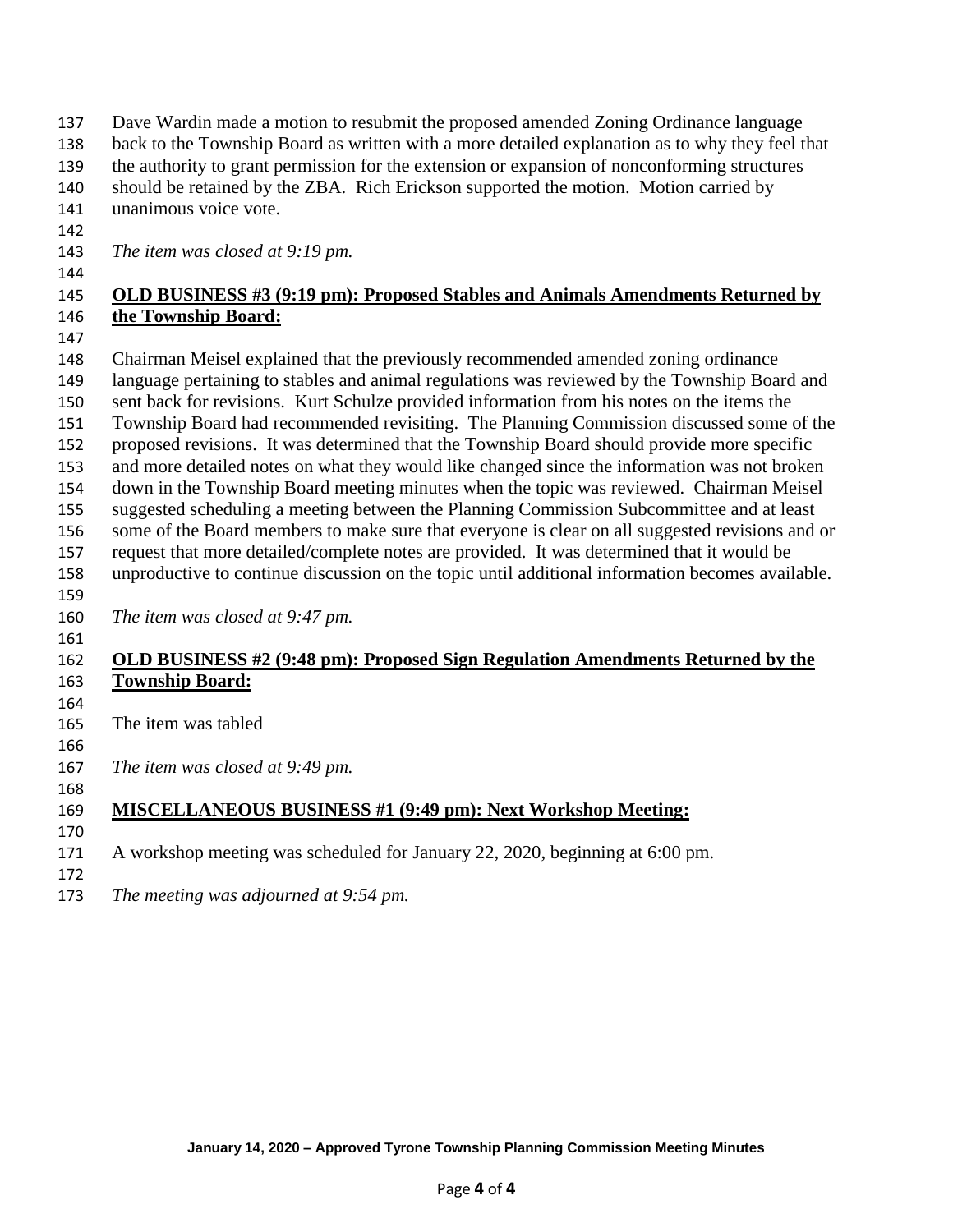Dave Wardin made a motion to resubmit the proposed amended Zoning Ordinance language back to the Township Board as written with a more detailed explanation as to why they feel that the authority to grant permission for the extension or expansion of nonconforming structures should be retained by the ZBA. Rich Erickson supported the motion. Motion carried by unanimous voice vote.

*The item was closed at 9:19 pm.*

**OLD BUSINESS #3 (9:19 pm): Proposed Stables and Animals Amendments Returned by the Township Board:**

Chairman Meisel explained that the previously recommended amended zoning ordinance language pertaining to stables and animal regulations was reviewed by the Township Board and sent back for revisions. Kurt Schulze provided information from his notes on the items the Township Board had recommended revisiting. The Planning Commission discussed some of the proposed revisions. It was determined that the Township Board should provide more specific and more detailed notes on what they would like changed since the information was not broken down in the Township Board meeting minutes when the topic was reviewed. Chairman Meisel suggested scheduling a meeting between the Planning Commission Subcommittee and at least some of the Board members to make sure that everyone is clear on all suggested revisions and or request that more detailed/complete notes are provided. It was determined that it would be unproductive to continue discussion on the topic until additional information becomes available.

*The item was closed at 9:47 pm.*

**OLD BUSINESS #2 (9:48 pm): Proposed Sign Regulation Amendments Returned by the Township Board:**

The item was tabled

*The item was closed at 9:49 pm.*

**MISCELLANEOUS BUSINESS #1 (9:49 pm): Next Workshop Meeting:**

A workshop meeting was scheduled for January 22, 2020, beginning at 6:00 pm.

*The meeting was adjourned at 9:54 pm.*